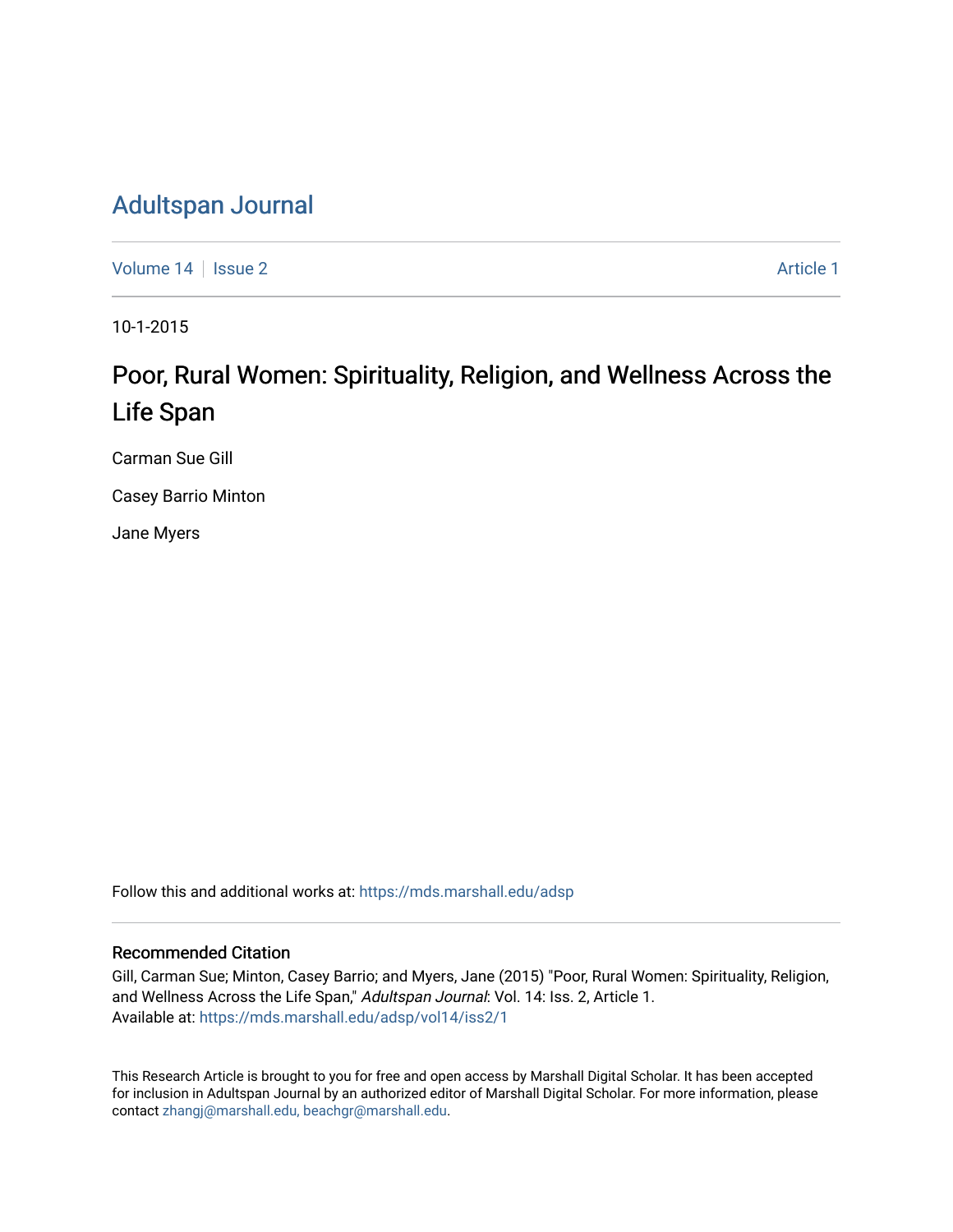# Adultspan Journal

Volume 14 | Issue 2 | Article 1

10-1-2015

## Poor, Rural Women: Spirituality, Religion, and Wellness Across the Life Span

Carman Sue Gill

Casey Barrio Minton

Jane Myers

Follow this and additional works at: https://mds.marshall.edu/adsp

### Recommended Citation

Gill, Carman Sue; Minton, Casey Barrio; and Myers, Jane (2015) "Poor, Rural Women: Spirituality, Religion, and Wellness Across the Life Span," *Adultspan Journal*: Vol. 14: Iss. 2, Article 1.
Available at: https://mds.marshall.edu/adsp/vol14/iss2/1

This Research Article is brought to you for free and open access by Marshall Digital Scholar. It has been accepted for inclusion in Adultspan Journal by an authorized editor of Marshall Digital Scholar. For more information, please contact zhangj@marshall.edu, beachgr@marshall.edu.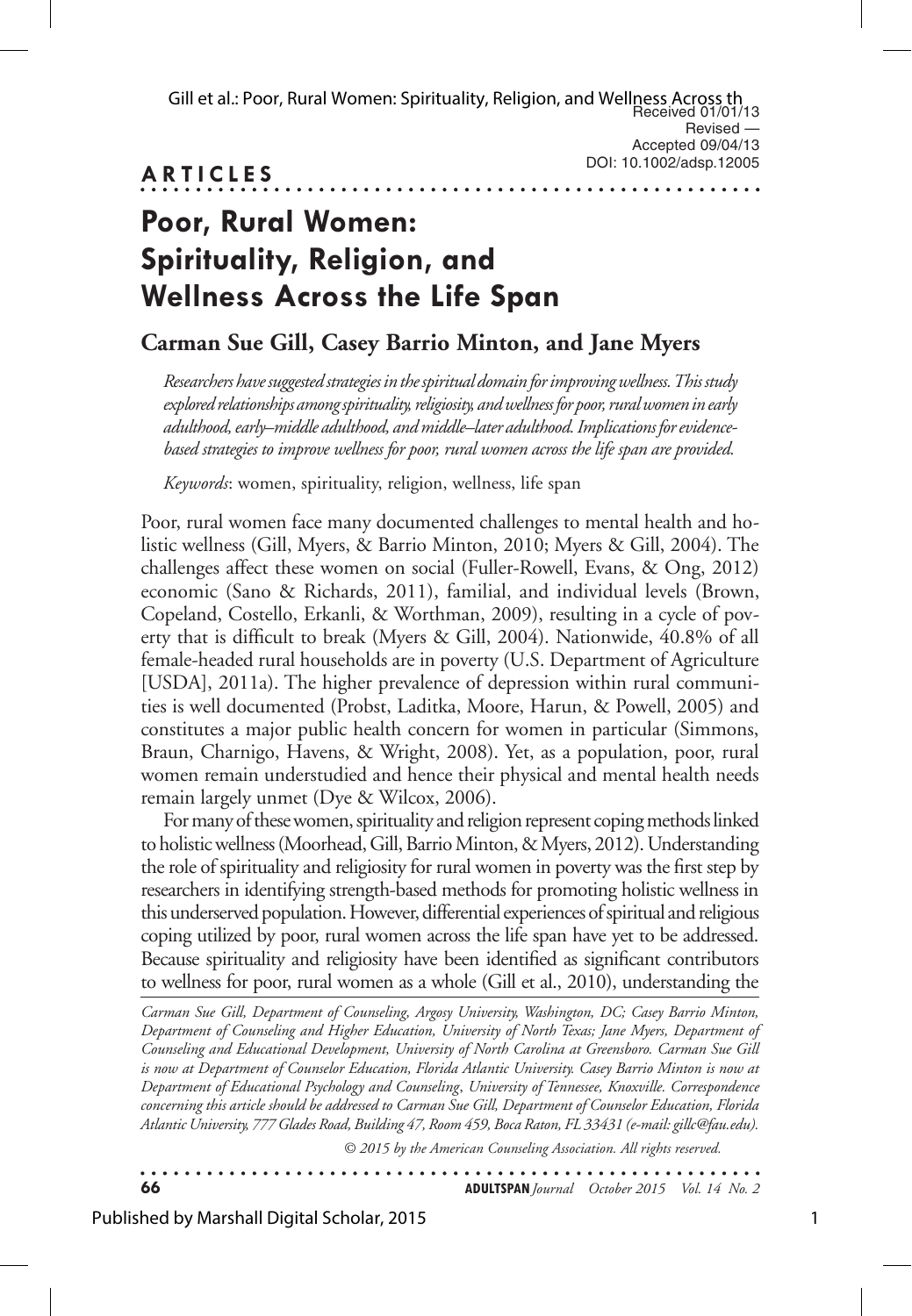Received 01/01/13
Revised —
Accepted 09/04/13
DOI: 10.1002/adsp.12005

**ARTICLES**

# Poor, Rural Women: Spirituality, Religion, and Wellness Across the Life Span

## Carman Sue Gill, Casey Barrio Minton, and Jane Myers

*Researchers have suggested strategies in the spiritual domain for improving wellness. This study explored relationships among spirituality, religiosity, and wellness for poor, rural women in early adulthood, early–middle adulthood, and middle–later adulthood. Implications for evidence-based strategies to improve wellness for poor, rural women across the life span are provided.*

*Keywords*: women, spirituality, religion, wellness, life span

Poor, rural women face many documented challenges to mental health and holistic wellness (Gill, Myers, & Barrio Minton, 2010; Myers & Gill, 2004). The challenges affect these women on social (Fuller-Rowell, Evans, & Ong, 2012) economic (Sano & Richards, 2011), familial, and individual levels (Brown, Copeland, Costello, Erkanli, & Worthman, 2009), resulting in a cycle of poverty that is difficult to break (Myers & Gill, 2004). Nationwide, 40.8% of all female-headed rural households are in poverty (U.S. Department of Agriculture [USDA], 2011a). The higher prevalence of depression within rural communities is well documented (Probst, Laditka, Moore, Harun, & Powell, 2005) and constitutes a major public health concern for women in particular (Simmons, Braun, Charnigo, Havens, & Wright, 2008). Yet, as a population, poor, rural women remain understudied and hence their physical and mental health needs remain largely unmet (Dye & Wilcox, 2006).

For many of these women, spirituality and religion represent coping methods linked to holistic wellness (Moorhead, Gill, Barrio Minton, & Myers, 2012). Understanding the role of spirituality and religiosity for rural women in poverty was the first step by researchers in identifying strength-based methods for promoting holistic wellness in this underserved population. However, differential experiences of spiritual and religious coping utilized by poor, rural women across the life span have yet to be addressed. Because spirituality and religiosity have been identified as significant contributors to wellness for poor, rural women as a whole (Gill et al., 2010), understanding the

*Carman Sue Gill, Department of Counseling, Argosy University, Washington, DC; Casey Barrio Minton, Department of Counseling and Higher Education, University of North Texas; Jane Myers, Department of Counseling and Educational Development, University of North Carolina at Greensboro. Carman Sue Gill is now at Department of Counselor Education, Florida Atlantic University. Casey Barrio Minton is now at Department of Educational Psychology and Counseling, University of Tennessee, Knoxville. Correspondence concerning this article should be addressed to Carman Sue Gill, Department of Counselor Education, Florida Atlantic University, 777 Glades Road, Building 47, Room 459, Boca Raton, FL 33431 (e-mail: gillc@fau.edu).*

*© 2015 by the American Counseling Association. All rights reserved.*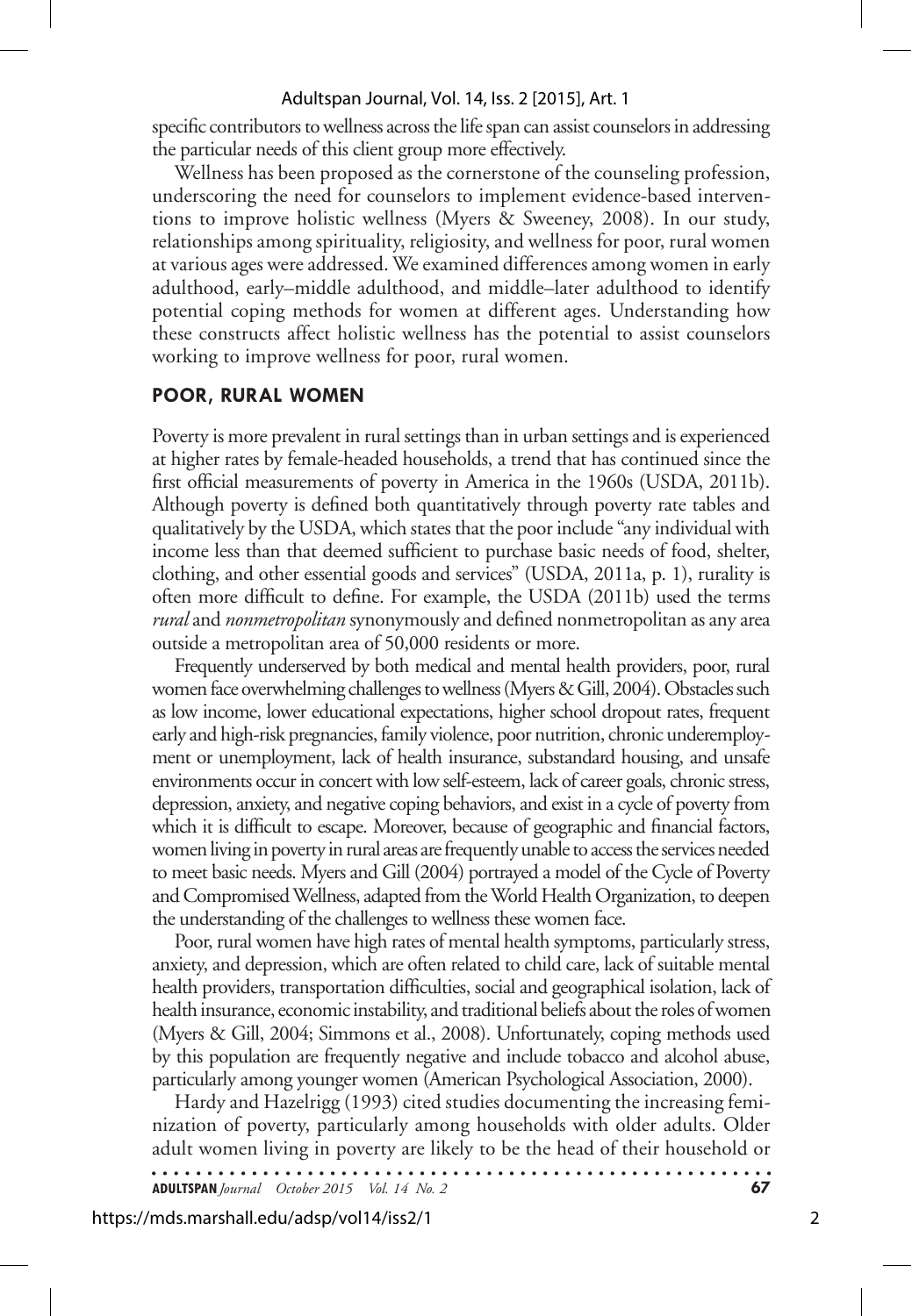specific contributors to wellness across the life span can assist counselors in addressing the particular needs of this client group more effectively.

Wellness has been proposed as the cornerstone of the counseling profession, underscoring the need for counselors to implement evidence-based interventions to improve holistic wellness (Myers & Sweeney, 2008). In our study, relationships among spirituality, religiosity, and wellness for poor, rural women at various ages were addressed. We examined differences among women in early adulthood, early–middle adulthood, and middle–later adulthood to identify potential coping methods for women at different ages. Understanding how these constructs affect holistic wellness has the potential to assist counselors working to improve wellness for poor, rural women.

## POOR, RURAL WOMEN

Poverty is more prevalent in rural settings than in urban settings and is experienced at higher rates by female-headed households, a trend that has continued since the first official measurements of poverty in America in the 1960s (USDA, 2011b). Although poverty is defined both quantitatively through poverty rate tables and qualitatively by the USDA, which states that the poor include "any individual with income less than that deemed sufficient to purchase basic needs of food, shelter, clothing, and other essential goods and services" (USDA, 2011a, p. 1), rurality is often more difficult to define. For example, the USDA (2011b) used the terms *rural* and *nonmetropolitan* synonymously and defined nonmetropolitan as any area outside a metropolitan area of 50,000 residents or more.

Frequently underserved by both medical and mental health providers, poor, rural women face overwhelming challenges to wellness (Myers & Gill, 2004). Obstacles such as low income, lower educational expectations, higher school dropout rates, frequent early and high-risk pregnancies, family violence, poor nutrition, chronic underemployment or unemployment, lack of health insurance, substandard housing, and unsafe environments occur in concert with low self-esteem, lack of career goals, chronic stress, depression, anxiety, and negative coping behaviors, and exist in a cycle of poverty from which it is difficult to escape. Moreover, because of geographic and financial factors, women living in poverty in rural areas are frequently unable to access the services needed to meet basic needs. Myers and Gill (2004) portrayed a model of the Cycle of Poverty and Compromised Wellness, adapted from the World Health Organization, to deepen the understanding of the challenges to wellness these women face.

Poor, rural women have high rates of mental health symptoms, particularly stress, anxiety, and depression, which are often related to child care, lack of suitable mental health providers, transportation difficulties, social and geographical isolation, lack of health insurance, economic instability, and traditional beliefs about the roles of women (Myers & Gill, 2004; Simmons et al., 2008). Unfortunately, coping methods used by this population are frequently negative and include tobacco and alcohol abuse, particularly among younger women (American Psychological Association, 2000).

Hardy and Hazelrigg (1993) cited studies documenting the increasing feminization of poverty, particularly among households with older adults. Older adult women living in poverty are likely to be the head of their household or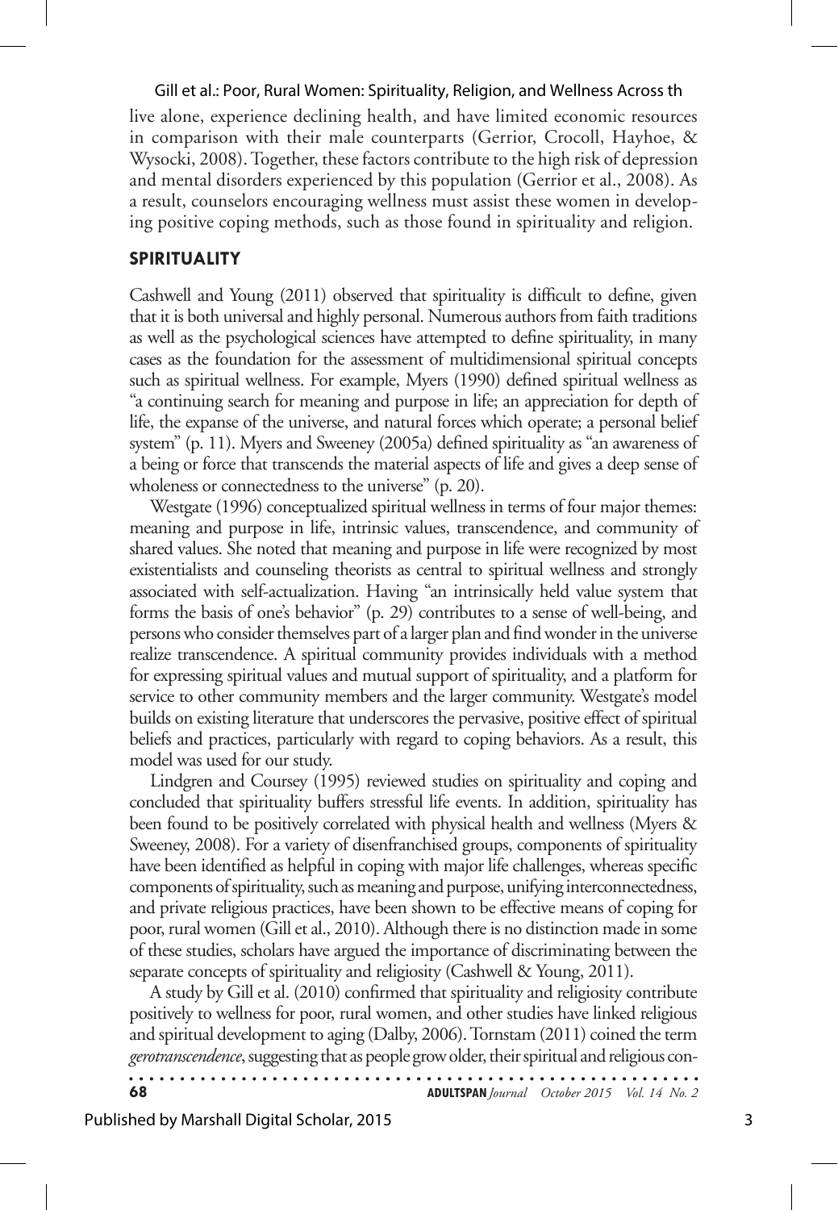live alone, experience declining health, and have limited economic resources in comparison with their male counterparts (Gerrior, Crocoll, Hayhoe, & Wysocki, 2008). Together, these factors contribute to the high risk of depression and mental disorders experienced by this population (Gerrior et al., 2008). As a result, counselors encouraging wellness must assist these women in developing positive coping methods, such as those found in spirituality and religion.

## SPIRITUALITY

Cashwell and Young (2011) observed that spirituality is difficult to define, given that it is both universal and highly personal. Numerous authors from faith traditions as well as the psychological sciences have attempted to define spirituality, in many cases as the foundation for the assessment of multidimensional spiritual concepts such as spiritual wellness. For example, Myers (1990) defined spiritual wellness as "a continuing search for meaning and purpose in life; an appreciation for depth of life, the expanse of the universe, and natural forces which operate; a personal belief system" (p. 11). Myers and Sweeney (2005a) defined spirituality as "an awareness of a being or force that transcends the material aspects of life and gives a deep sense of wholeness or connectedness to the universe" (p. 20).

Westgate (1996) conceptualized spiritual wellness in terms of four major themes: meaning and purpose in life, intrinsic values, transcendence, and community of shared values. She noted that meaning and purpose in life were recognized by most existentialists and counseling theorists as central to spiritual wellness and strongly associated with self-actualization. Having "an intrinsically held value system that forms the basis of one's behavior" (p. 29) contributes to a sense of well-being, and persons who consider themselves part of a larger plan and find wonder in the universe realize transcendence. A spiritual community provides individuals with a method for expressing spiritual values and mutual support of spirituality, and a platform for service to other community members and the larger community. Westgate's model builds on existing literature that underscores the pervasive, positive effect of spiritual beliefs and practices, particularly with regard to coping behaviors. As a result, this model was used for our study.

Lindgren and Coursey (1995) reviewed studies on spirituality and coping and concluded that spirituality buffers stressful life events. In addition, spirituality has been found to be positively correlated with physical health and wellness (Myers & Sweeney, 2008). For a variety of disenfranchised groups, components of spirituality have been identified as helpful in coping with major life challenges, whereas specific components of spirituality, such as meaning and purpose, unifying interconnectedness, and private religious practices, have been shown to be effective means of coping for poor, rural women (Gill et al., 2010). Although there is no distinction made in some of these studies, scholars have argued the importance of discriminating between the separate concepts of spirituality and religiosity (Cashwell & Young, 2011).

A study by Gill et al. (2010) confirmed that spirituality and religiosity contribute positively to wellness for poor, rural women, and other studies have linked religious and spiritual development to aging (Dalby, 2006). Tornstam (2011) coined the term *gerotranscendence*, suggesting that as people grow older, their spiritual and religious con-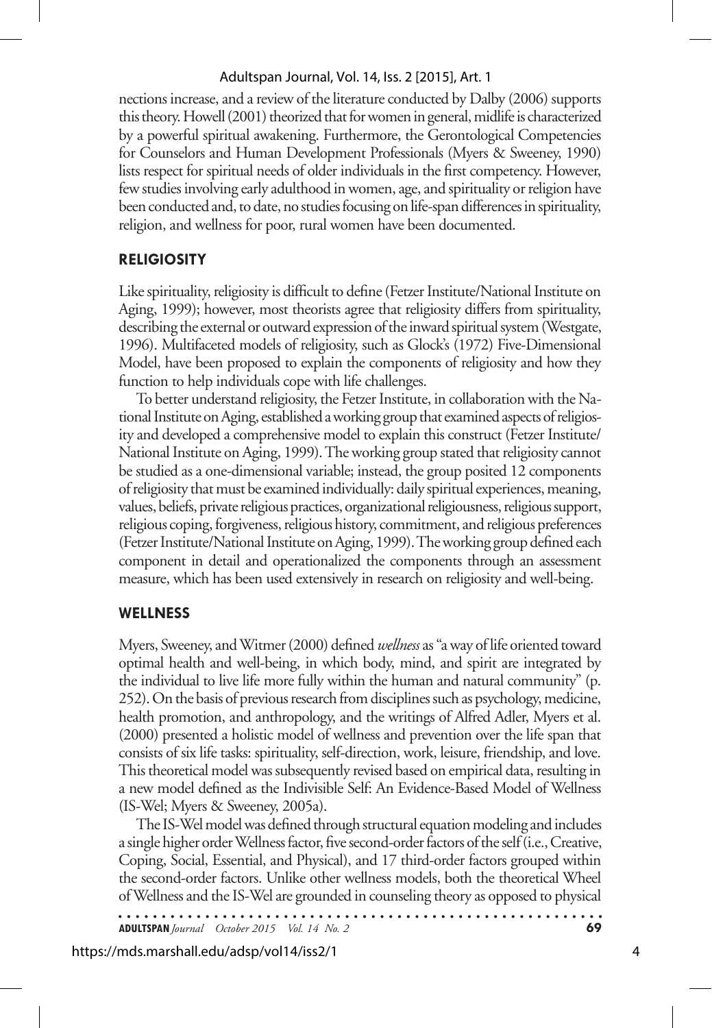nections increase, and a review of the literature conducted by Dalby (2006) supports this theory. Howell (2001) theorized that for women in general, midlife is characterized by a powerful spiritual awakening. Furthermore, the Gerontological Competencies for Counselors and Human Development Professionals (Myers & Sweeney, 1990) lists respect for spiritual needs of older individuals in the first competency. However, few studies involving early adulthood in women, age, and spirituality or religion have been conducted and, to date, no studies focusing on life-span differences in spirituality, religion, and wellness for poor, rural women have been documented.

## RELIGIOSITY

Like spirituality, religiosity is difficult to define (Fetzer Institute/National Institute on Aging, 1999); however, most theorists agree that religiosity differs from spirituality, describing the external or outward expression of the inward spiritual system (Westgate, 1996). Multifaceted models of religiosity, such as Glock's (1972) Five-Dimensional Model, have been proposed to explain the components of religiosity and how they function to help individuals cope with life challenges.

To better understand religiosity, the Fetzer Institute, in collaboration with the National Institute on Aging, established a working group that examined aspects of religiosity and developed a comprehensive model to explain this construct (Fetzer Institute/National Institute on Aging, 1999). The working group stated that religiosity cannot be studied as a one-dimensional variable; instead, the group posited 12 components of religiosity that must be examined individually: daily spiritual experiences, meaning, values, beliefs, private religious practices, organizational religiousness, religious support, religious coping, forgiveness, religious history, commitment, and religious preferences (Fetzer Institute/National Institute on Aging, 1999). The working group defined each component in detail and operationalized the components through an assessment measure, which has been used extensively in research on religiosity and well-being.

## WELLNESS

Myers, Sweeney, and Witmer (2000) defined *wellness* as "a way of life oriented toward optimal health and well-being, in which body, mind, and spirit are integrated by the individual to live life more fully within the human and natural community" (p. 252). On the basis of previous research from disciplines such as psychology, medicine, health promotion, and anthropology, and the writings of Alfred Adler, Myers et al. (2000) presented a holistic model of wellness and prevention over the life span that consists of six life tasks: spirituality, self-direction, work, leisure, friendship, and love. This theoretical model was subsequently revised based on empirical data, resulting in a new model defined as the Indivisible Self: An Evidence-Based Model of Wellness (IS-Wel; Myers & Sweeney, 2005a).

The IS-Wel model was defined through structural equation modeling and includes a single higher order Wellness factor, five second-order factors of the self (i.e., Creative, Coping, Social, Essential, and Physical), and 17 third-order factors grouped within the second-order factors. Unlike other wellness models, both the theoretical Wheel of Wellness and the IS-Wel are grounded in counseling theory as opposed to physical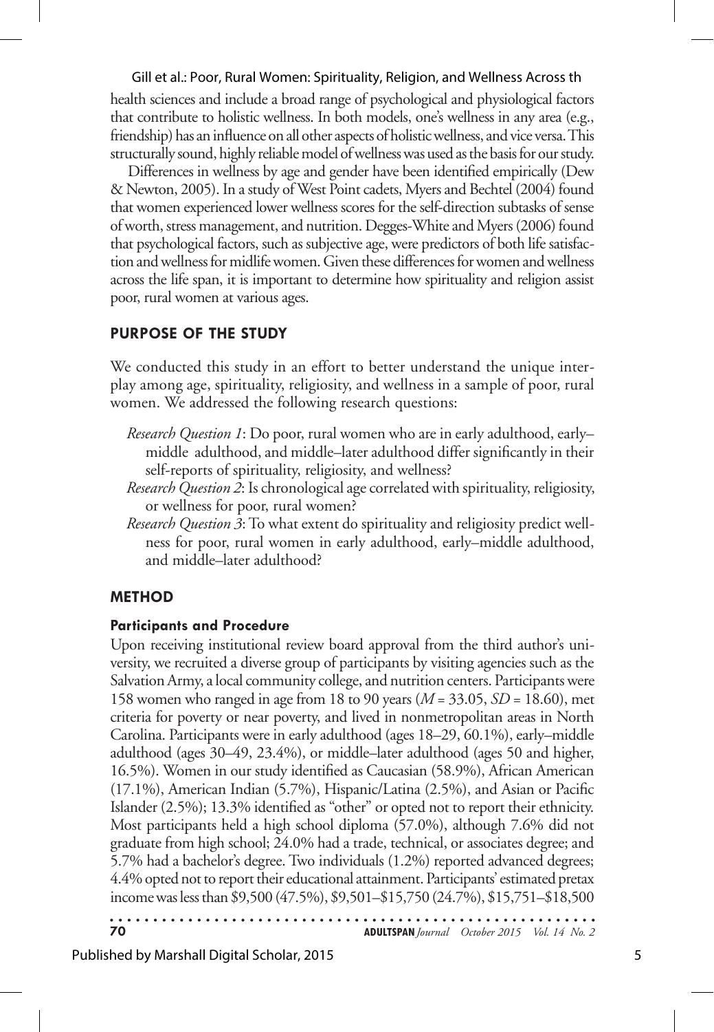health sciences and include a broad range of psychological and physiological factors that contribute to holistic wellness. In both models, one's wellness in any area (e.g., friendship) has an influence on all other aspects of holistic wellness, and vice versa. This structurally sound, highly reliable model of wellness was used as the basis for our study.

Differences in wellness by age and gender have been identified empirically (Dew & Newton, 2005). In a study of West Point cadets, Myers and Bechtel (2004) found that women experienced lower wellness scores for the self-direction subtasks of sense of worth, stress management, and nutrition. Degges-White and Myers (2006) found that psychological factors, such as subjective age, were predictors of both life satisfaction and wellness for midlife women. Given these differences for women and wellness across the life span, it is important to determine how spirituality and religion assist poor, rural women at various ages.

## PURPOSE OF THE STUDY

We conducted this study in an effort to better understand the unique interplay among age, spirituality, religiosity, and wellness in a sample of poor, rural women. We addressed the following research questions:

*Research Question 1*: Do poor, rural women who are in early adulthood, early–middle adulthood, and middle–later adulthood differ significantly in their self-reports of spirituality, religiosity, and wellness?

*Research Question 2*: Is chronological age correlated with spirituality, religiosity, or wellness for poor, rural women?

*Research Question 3*: To what extent do spirituality and religiosity predict wellness for poor, rural women in early adulthood, early–middle adulthood, and middle–later adulthood?

## METHOD

### Participants and Procedure

Upon receiving institutional review board approval from the third author's university, we recruited a diverse group of participants by visiting agencies such as the Salvation Army, a local community college, and nutrition centers. Participants were 158 women who ranged in age from 18 to 90 years ($M$ = 33.05, $SD$ = 18.60), met criteria for poverty or near poverty, and lived in nonmetropolitan areas in North Carolina. Participants were in early adulthood (ages 18–29, 60.1%), early–middle adulthood (ages 30–49, 23.4%), or middle–later adulthood (ages 50 and higher, 16.5%). Women in our study identified as Caucasian (58.9%), African American (17.1%), American Indian (5.7%), Hispanic/Latina (2.5%), and Asian or Pacific Islander (2.5%); 13.3% identified as "other" or opted not to report their ethnicity. Most participants held a high school diploma (57.0%), although 7.6% did not graduate from high school; 24.0% had a trade, technical, or associates degree; and 5.7% had a bachelor's degree. Two individuals (1.2%) reported advanced degrees; 4.4% opted not to report their educational attainment. Participants' estimated pretax income was less than $9,500 (47.5%), $9,501–$15,750 (24.7%), $15,751–$18,500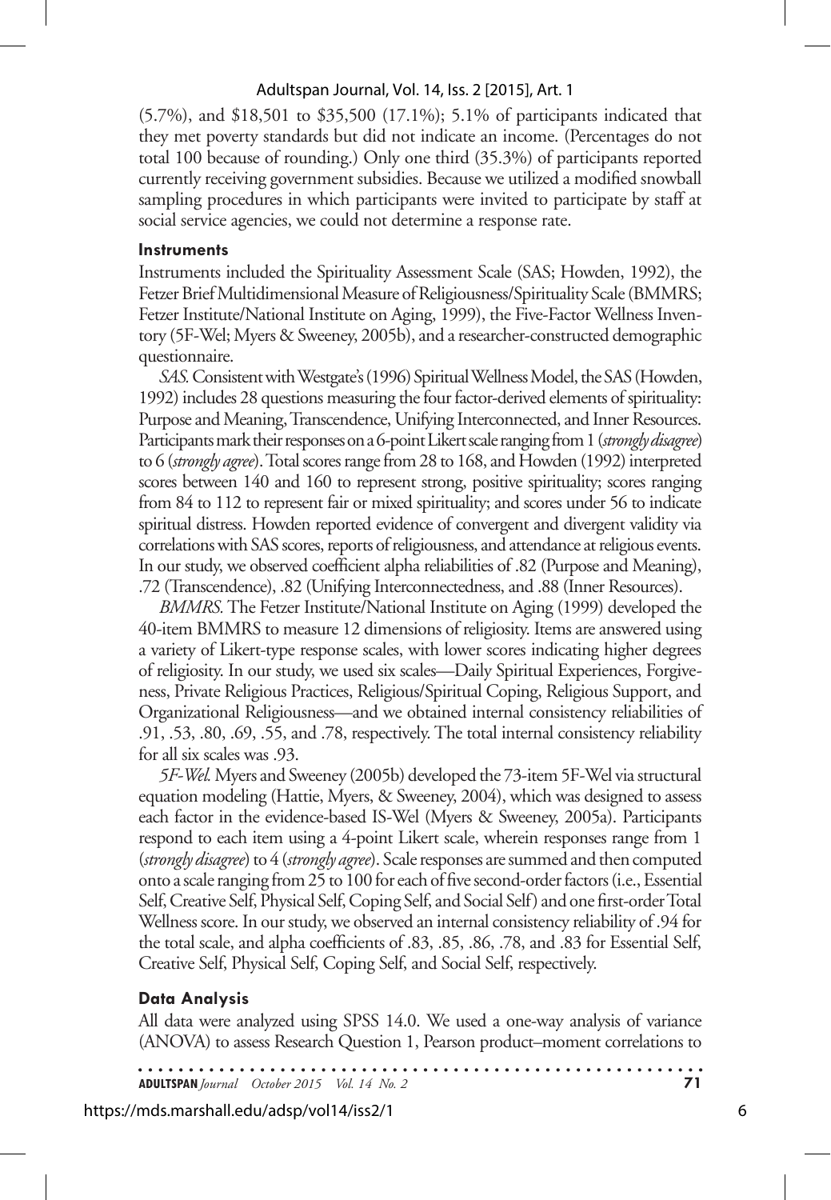(5.7%), and \$18,501 to \$35,500 (17.1%); 5.1% of participants indicated that they met poverty standards but did not indicate an income. (Percentages do not total 100 because of rounding.) Only one third (35.3%) of participants reported currently receiving government subsidies. Because we utilized a modified snowball sampling procedures in which participants were invited to participate by staff at social service agencies, we could not determine a response rate.

### Instruments

Instruments included the Spirituality Assessment Scale (SAS; Howden, 1992), the Fetzer Brief Multidimensional Measure of Religiousness/Spirituality Scale (BMMRS; Fetzer Institute/National Institute on Aging, 1999), the Five-Factor Wellness Inventory (5F-Wel; Myers & Sweeney, 2005b), and a researcher-constructed demographic questionnaire.

*SAS.* Consistent with Westgate's (1996) Spiritual Wellness Model, the SAS (Howden, 1992) includes 28 questions measuring the four factor-derived elements of spirituality: Purpose and Meaning, Transcendence, Unifying Interconnected, and Inner Resources. Participants mark their responses on a 6-point Likert scale ranging from 1 (*strongly disagree*) to 6 (*strongly agree*). Total scores range from 28 to 168, and Howden (1992) interpreted scores between 140 and 160 to represent strong, positive spirituality; scores ranging from 84 to 112 to represent fair or mixed spirituality; and scores under 56 to indicate spiritual distress. Howden reported evidence of convergent and divergent validity via correlations with SAS scores, reports of religiousness, and attendance at religious events. In our study, we observed coefficient alpha reliabilities of .82 (Purpose and Meaning), .72 (Transcendence), .82 (Unifying Interconnectedness, and .88 (Inner Resources).

*BMMRS.* The Fetzer Institute/National Institute on Aging (1999) developed the 40-item BMMRS to measure 12 dimensions of religiosity. Items are answered using a variety of Likert-type response scales, with lower scores indicating higher degrees of religiosity. In our study, we used six scales—Daily Spiritual Experiences, Forgiveness, Private Religious Practices, Religious/Spiritual Coping, Religious Support, and Organizational Religiousness—and we obtained internal consistency reliabilities of .91, .53, .80, .69, .55, and .78, respectively. The total internal consistency reliability for all six scales was .93.

*5F-Wel.* Myers and Sweeney (2005b) developed the 73-item 5F-Wel via structural equation modeling (Hattie, Myers, & Sweeney, 2004), which was designed to assess each factor in the evidence-based IS-Wel (Myers & Sweeney, 2005a). Participants respond to each item using a 4-point Likert scale, wherein responses range from 1 (*strongly disagree*) to 4 (*strongly agree*). Scale responses are summed and then computed onto a scale ranging from 25 to 100 for each of five second-order factors (i.e., Essential Self, Creative Self, Physical Self, Coping Self, and Social Self) and one first-order Total Wellness score. In our study, we observed an internal consistency reliability of .94 for the total scale, and alpha coefficients of .83, .85, .86, .78, and .83 for Essential Self, Creative Self, Physical Self, Coping Self, and Social Self, respectively.

### Data Analysis

All data were analyzed using SPSS 14.0. We used a one-way analysis of variance (ANOVA) to assess Research Question 1, Pearson product–moment correlations to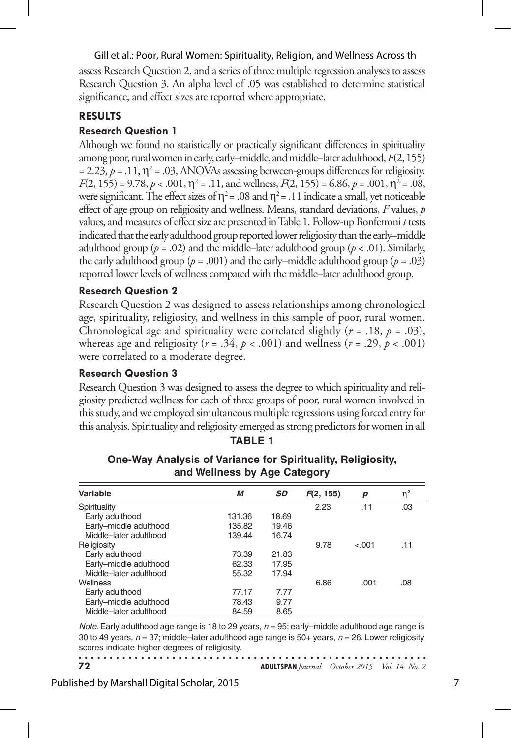assess Research Question 2, and a series of three multiple regression analyses to assess Research Question 3. An alpha level of .05 was established to determine statistical significance, and effect sizes are reported where appropriate.

## RESULTS

### Research Question 1

Although we found no statistically or practically significant differences in spirituality among poor, rural women in early, early–middle, and middle–later adulthood, $F(2, 155) = 2.23$, $p = .11$, $\eta^2 = .03$, ANOVAs assessing between-groups differences for religiosity, $F(2, 155) = 9.78$, $p < .001$, $\eta^2 = .11$, and wellness, $F(2, 155) = 6.86$, $p = .001$, $\eta^2 = .08$, were significant. The effect sizes of $\eta^2 = .08$ and $\eta^2 = .11$ indicate a small, yet noticeable effect of age group on religiosity and wellness. Means, standard deviations, *F* values, *p* values, and measures of effect size are presented in Table 1. Follow-up Bonferroni *t* tests indicated that the early adulthood group reported lower religiosity than the early–middle adulthood group ($p = .02$) and the middle–later adulthood group ($p < .01$). Similarly, the early adulthood group ($p = .001$) and the early–middle adulthood group ($p = .03$) reported lower levels of wellness compared with the middle–later adulthood group.

### Research Question 2

Research Question 2 was designed to assess relationships among chronological age, spirituality, religiosity, and wellness in this sample of poor, rural women. Chronological age and spirituality were correlated slightly ($r = .18$, $p = .03$), whereas age and religiosity ($r = .34$, $p < .001$) and wellness ($r = .29$, $p < .001$) were correlated to a moderate degree.

### Research Question 3

Research Question 3 was designed to assess the degree to which spirituality and religiosity predicted wellness for each of three groups of poor, rural women involved in this study, and we employed simultaneous multiple regressions using forced entry for this analysis. Spirituality and religiosity emerged as strong predictors for women in all

**TABLE 1**

**One-Way Analysis of Variance for Spirituality, Religiosity, and Wellness by Age Category**

| Variable | *M* | *SD* | *F*(2, 155) | *p* | $\eta^2$ |
|---|---|---|---|---|---|
| Spirituality | | | 2.23 | .11 | .03 |
| Early adulthood | 131.36 | 18.69 | | | |
| Early–middle adulthood | 135.82 | 19.46 | | | |
| Middle–later adulthood | 139.44 | 16.74 | | | |
| Religiosity | | | 9.78 | <.001 | .11 |
| Early adulthood | 73.39 | 21.83 | | | |
| Early–middle adulthood | 62.33 | 17.95 | | | |
| Middle–later adulthood | 55.32 | 17.94 | | | |
| Wellness | | | 6.86 | .001 | .08 |
| Early adulthood | 77.17 | 7.77 | | | |
| Early–middle adulthood | 78.43 | 9.77 | | | |
| Middle–later adulthood | 84.59 | 8.65 | | | |

*Note.* Early adulthood age range is 18 to 29 years, $n = 95$; early–middle adulthood age range is 30 to 49 years, $n = 37$; middle–later adulthood age range is 50+ years, $n = 26$. Lower religiosity scores indicate higher degrees of religiosity.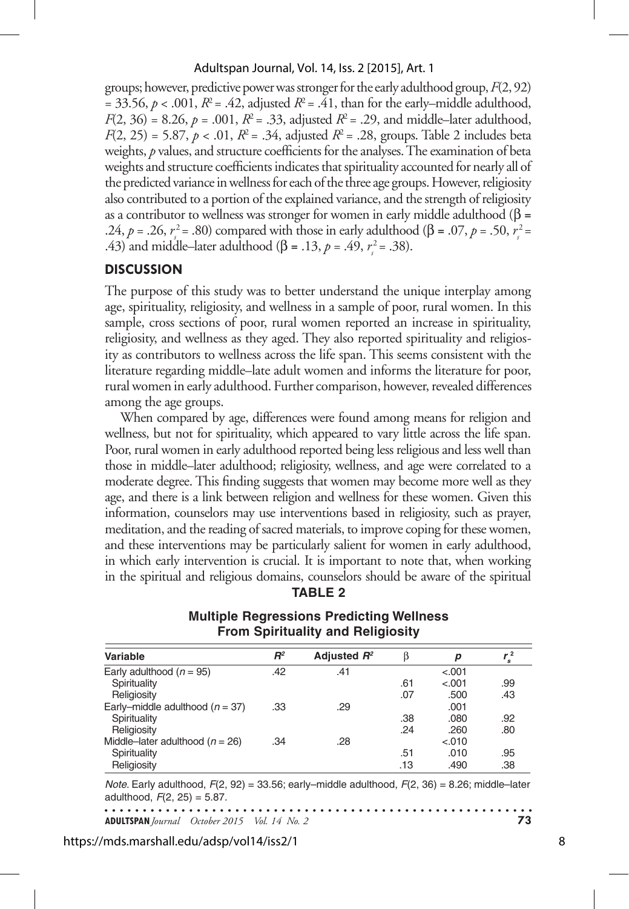groups; however, predictive power was stronger for the early adulthood group, $F(2, 92) = 33.56$, $p < .001$, $R^2 = .42$, adjusted $R^2 = .41$, than for the early–middle adulthood, $F(2, 36) = 8.26$, $p = .001$, $R^2 = .33$, adjusted $R^2 = .29$, and middle–later adulthood, $F(2, 25) = 5.87$, $p < .01$, $R^2 = .34$, adjusted $R^2 = .28$, groups. Table 2 includes beta weights, *p* values, and structure coefficients for the analyses. The examination of beta weights and structure coefficients indicates that spirituality accounted for nearly all of the predicted variance in wellness for each of the three age groups. However, religiosity also contributed to a portion of the explained variance, and the strength of religiosity as a contributor to wellness was stronger for women in early middle adulthood ($\beta = .24$, $p = .26$, $r_s^2 = .80$) compared with those in early adulthood ($\beta = .07$, $p = .50$, $r_s^2 = .43$) and middle–later adulthood ($\beta = .13$, $p = .49$, $r_s^2 = .38$).

## DISCUSSION

The purpose of this study was to better understand the unique interplay among age, spirituality, religiosity, and wellness in a sample of poor, rural women. In this sample, cross sections of poor, rural women reported an increase in spirituality, religiosity, and wellness as they aged. They also reported spirituality and religiosity as contributors to wellness across the life span. This seems consistent with the literature regarding middle–late adult women and informs the literature for poor, rural women in early adulthood. Further comparison, however, revealed differences among the age groups.

When compared by age, differences were found among means for religion and wellness, but not for spirituality, which appeared to vary little across the life span. Poor, rural women in early adulthood reported being less religious and less well than those in middle–later adulthood; religiosity, wellness, and age were correlated to a moderate degree. This finding suggests that women may become more well as they age, and there is a link between religion and wellness for these women. Given this information, counselors may use interventions based in religiosity, such as prayer, meditation, and the reading of sacred materials, to improve coping for these women, and these interventions may be particularly salient for women in early adulthood, in which early intervention is crucial. It is important to note that, when working in the spiritual and religious domains, counselors should be aware of the spiritual

**TABLE 2**

**Multiple Regressions Predicting Wellness From Spirituality and Religiosity**

| Variable | $R^2$ | Adjusted $R^2$ | $\beta$ | $p$ | $r_s^2$ |
|---|---|---|---|---|---|
| Early adulthood ($n = 95$) | .42 | .41 | | <.001 | |
| Spirituality | | | .61 | <.001 | .99 |
| Religiosity | | | .07 | .500 | .43 |
| Early–middle adulthood ($n = 37$) | .33 | .29 | | .001 | |
| Spirituality | | | .38 | .080 | .92 |
| Religiosity | | | .24 | .260 | .80 |
| Middle–later adulthood ($n = 26$) | .34 | .28 | | <.010 | |
| Spirituality | | | .51 | .010 | .95 |
| Religiosity | | | .13 | .490 | .38 |

*Note.* Early adulthood, $F(2, 92) = 33.56$; early–middle adulthood, $F(2, 36) = 8.26$; middle–later adulthood, $F(2, 25) = 5.87$.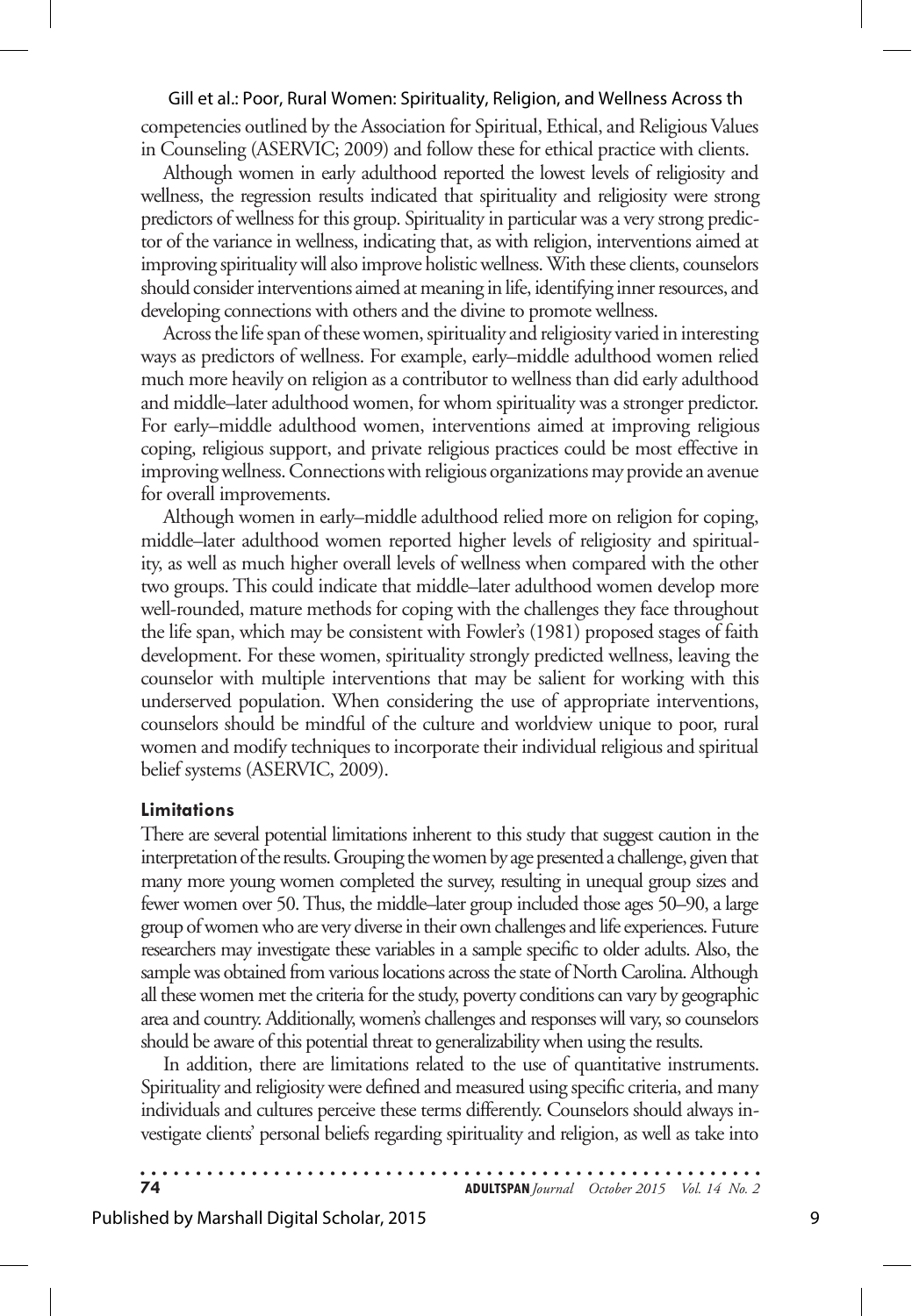competencies outlined by the Association for Spiritual, Ethical, and Religious Values in Counseling (ASERVIC; 2009) and follow these for ethical practice with clients.

Although women in early adulthood reported the lowest levels of religiosity and wellness, the regression results indicated that spirituality and religiosity were strong predictors of wellness for this group. Spirituality in particular was a very strong predictor of the variance in wellness, indicating that, as with religion, interventions aimed at improving spirituality will also improve holistic wellness. With these clients, counselors should consider interventions aimed at meaning in life, identifying inner resources, and developing connections with others and the divine to promote wellness.

Across the life span of these women, spirituality and religiosity varied in interesting ways as predictors of wellness. For example, early–middle adulthood women relied much more heavily on religion as a contributor to wellness than did early adulthood and middle–later adulthood women, for whom spirituality was a stronger predictor. For early–middle adulthood women, interventions aimed at improving religious coping, religious support, and private religious practices could be most effective in improving wellness. Connections with religious organizations may provide an avenue for overall improvements.

Although women in early–middle adulthood relied more on religion for coping, middle–later adulthood women reported higher levels of religiosity and spirituality, as well as much higher overall levels of wellness when compared with the other two groups. This could indicate that middle–later adulthood women develop more well-rounded, mature methods for coping with the challenges they face throughout the life span, which may be consistent with Fowler's (1981) proposed stages of faith development. For these women, spirituality strongly predicted wellness, leaving the counselor with multiple interventions that may be salient for working with this underserved population. When considering the use of appropriate interventions, counselors should be mindful of the culture and worldview unique to poor, rural women and modify techniques to incorporate their individual religious and spiritual belief systems (ASERVIC, 2009).

### Limitations

There are several potential limitations inherent to this study that suggest caution in the interpretation of the results. Grouping the women by age presented a challenge, given that many more young women completed the survey, resulting in unequal group sizes and fewer women over 50. Thus, the middle–later group included those ages 50–90, a large group of women who are very diverse in their own challenges and life experiences. Future researchers may investigate these variables in a sample specific to older adults. Also, the sample was obtained from various locations across the state of North Carolina. Although all these women met the criteria for the study, poverty conditions can vary by geographic area and country. Additionally, women's challenges and responses will vary, so counselors should be aware of this potential threat to generalizability when using the results.

In addition, there are limitations related to the use of quantitative instruments. Spirituality and religiosity were defined and measured using specific criteria, and many individuals and cultures perceive these terms differently. Counselors should always investigate clients' personal beliefs regarding spirituality and religion, as well as take into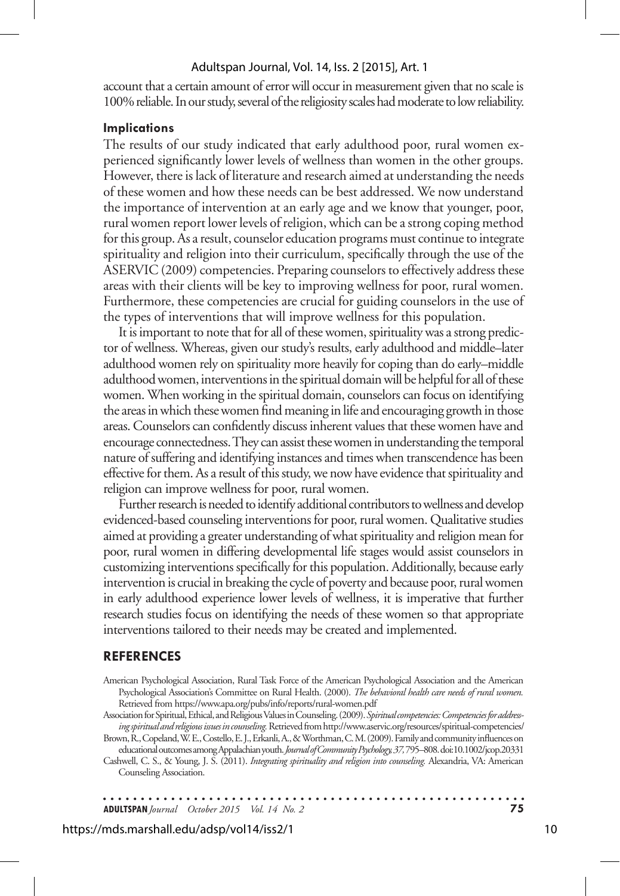account that a certain amount of error will occur in measurement given that no scale is 100% reliable. In our study, several of the religiosity scales had moderate to low reliability.

### Implications

The results of our study indicated that early adulthood poor, rural women experienced significantly lower levels of wellness than women in the other groups. However, there is lack of literature and research aimed at understanding the needs of these women and how these needs can be best addressed. We now understand the importance of intervention at an early age and we know that younger, poor, rural women report lower levels of religion, which can be a strong coping method for this group. As a result, counselor education programs must continue to integrate spirituality and religion into their curriculum, specifically through the use of the ASERVIC (2009) competencies. Preparing counselors to effectively address these areas with their clients will be key to improving wellness for poor, rural women. Furthermore, these competencies are crucial for guiding counselors in the use of the types of interventions that will improve wellness for this population.

It is important to note that for all of these women, spirituality was a strong predictor of wellness. Whereas, given our study's results, early adulthood and middle–later adulthood women rely on spirituality more heavily for coping than do early–middle adulthood women, interventions in the spiritual domain will be helpful for all of these women. When working in the spiritual domain, counselors can focus on identifying the areas in which these women find meaning in life and encouraging growth in those areas. Counselors can confidently discuss inherent values that these women have and encourage connectedness. They can assist these women in understanding the temporal nature of suffering and identifying instances and times when transcendence has been effective for them. As a result of this study, we now have evidence that spirituality and religion can improve wellness for poor, rural women.

Further research is needed to identify additional contributors to wellness and develop evidenced-based counseling interventions for poor, rural women. Qualitative studies aimed at providing a greater understanding of what spirituality and religion mean for poor, rural women in differing developmental life stages would assist counselors in customizing interventions specifically for this population. Additionally, because early intervention is crucial in breaking the cycle of poverty and because poor, rural women in early adulthood experience lower levels of wellness, it is imperative that further research studies focus on identifying the needs of these women so that appropriate interventions tailored to their needs may be created and implemented.

## REFERENCES

American Psychological Association, Rural Task Force of the American Psychological Association and the American Psychological Association's Committee on Rural Health. (2000). *The behavioral health care needs of rural women.* Retrieved from https://www.apa.org/pubs/info/reports/rural-women.pdf

Association for Spiritual, Ethical, and Religious Values in Counseling. (2009). *Spiritual competencies: Competencies for addressing spiritual and religious issues in counseling.* Retrieved from http://www.aservic.org/resources/spiritual-competencies/

Brown, R., Copeland, W. E., Costello, E. J., Erkanli, A., & Worthman, C. M. (2009). Family and community influences on educational outcomes among Appalachian youth. *Journal of Community Psychology, 37,* 795–808. doi:10.1002/jcop.20331

Cashwell, C. S., & Young, J. S. (2011). *Integrating spirituality and religion into counseling.* Alexandria, VA: American Counseling Association.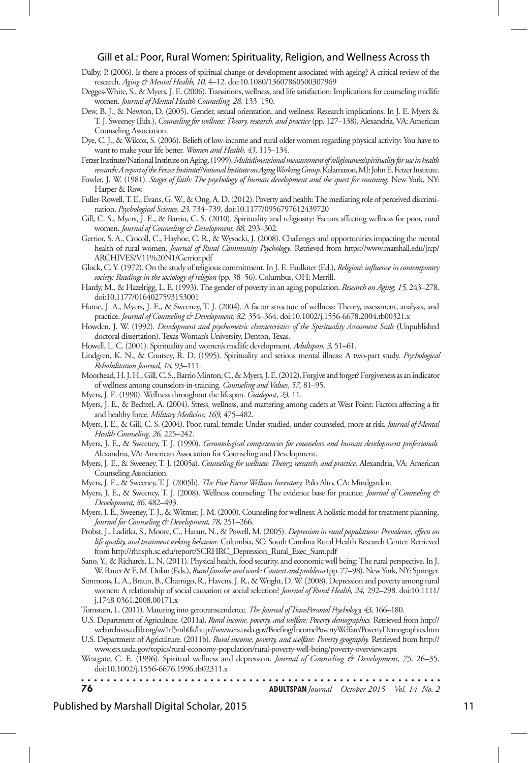Dalby, P. (2006). Is there a process of spiritual change or development associated with ageing? A critical review of the research. *Aging & Mental Health, 10,* 4–12. doi:10.1080/13607860500307969

Degges-White, S., & Myers, J. E. (2006). Transitions, wellness, and life satisfaction: Implications for counseling midlife women. *Journal of Mental Health Counseling, 28,* 133–150.

Dew, B. J., & Newton, D. (2005). Gender, sexual orientation, and wellness: Research implications. In J. E. Myers & T. J. Sweeney (Eds.), *Counseling for wellness: Theory, research, and practice* (pp. 127–138). Alexandria, VA: American Counseling Association.

Dye, C. J., & Wilcox, S. (2006). Beliefs of low-income and rural older women regarding physical activity: You have to want to make your life better. *Women and Health, 43,* 115–134.

Fetzer Institute/National Institute on Aging. (1999). *Multidimensional measurement of religiousness/spirituality for use in health research: A report of the Fetzer Institute/National Institute on Aging Working Group*. Kalamazoo, MI: John E. Fetzer Institute.

Fowler, J. W. (1981). *Stages of faith: The psychology of human development and the quest for meaning.* New York, NY: Harper & Row.

Fuller-Rowell, T. E., Evans, G. W., & Ong, A. D. (2012). Poverty and health: The mediating role of perceived discrimination. *Psychological Science, 23,* 734–739. doi:10.1177/0956797612439720

Gill, C. S., Myers, J. E., & Barrio, C. S. (2010). Spirituality and religiosity: Factors affecting wellness for poor, rural women. *Journal of Counseling & Development, 88,* 293–302.

Gerrior, S. A., Crocoll, C., Hayhoe, C. R., & Wysocki, J. (2008). Challenges and opportunities impacting the mental health of rural women. *Journal of Rural Community Psychology*. Retrieved from https://www.marshall.edu/jrcp/ARCHIVES/V11%20N1/Gerrior.pdf

Glock, C. Y. (1972). On the study of religious commitment. In J. E. Faulkner (Ed.), *Religion's influence in contemporary society: Readings in the sociology of religion* (pp. 38–56). Columbus, OH: Merrill.

Hardy, M., & Hazelrigg, L. E. (1993). The gender of poverty in an aging population. *Research on Aging, 15,* 243–278. doi:10.1177/0164027593153001

Hattie, J. A., Myers, J. E., & Sweeney, T. J. (2004). A factor structure of wellness: Theory, assessment, analysis, and practice. *Journal of Counseling & Development, 82,* 354–364. doi:10.1002/j.1556-6678.2004.tb00321.x

Howden, J. W. (1992). *Development and psychometric characteristics of the Spirituality Assessment Scale* (Unpublished doctoral dissertation). Texas Woman's University, Denton, Texas.

Howell, L. C. (2001). Spirituality and women's midlife development. *Adultspan, 3,* 51–61.

Lindgren, K. N., & Coursey, R. D. (1995). Spirituality and serious mental illness: A two-part study. *Psychological Rehabilitation Journal, 18,* 93–111.

Moorhead, H. J. H., Gill, C. S., Barrio Minton, C., & Myers, J. E. (2012). Forgive and forget? Forgiveness as an indicator of wellness among counselors-in-training. *Counseling and Values*, *57,* 81–95.

Myers, J. E. (1990). Wellness throughout the lifespan. *Guidepost*, *23,* 11.

Myers, J. E., & Bechtel, A. (2004). Stress, wellness, and mattering among cadets at West Point: Factors affecting a fit and healthy force. *Military Medicine, 169,* 475–482.

Myers, J. E., & Gill, C. S. (2004). Poor, rural, female: Under-studied, under-counseled, more at risk. *Journal of Mental Health Counseling, 26,* 225–242.

Myers, J. E., & Sweeney, T. J. (1990). *Gerontological competencies for counselors and human development professionals.* Alexandria, VA: American Association for Counseling and Development.

Myers, J. E., & Sweeney, T. J. (2005a). *Counseling for wellness: Theory, research, and practice*. Alexandria, VA: American Counseling Association.

Myers, J. E., & Sweeney, T. J. (2005b). *The Five Factor Wellness Inventory.* Palo Alto, CA: Mindgarden.

Myers, J. E., & Sweeney, T. J. (2008). Wellness counseling: The evidence base for practice. *Journal of Counseling & Development, 86,* 482–493.

Myers, J. E., Sweeney, T. J., & Witmer, J. M. (2000). Counseling for wellness: A holistic model for treatment planning. *Journal for Counseling & Development, 78,* 251–266.

Probst, J., Laditka, S., Moore, C., Harun, N., & Powell, M. (2005). *Depression in rural populations: Prevalence, effects on life quality, and treatment seeking behavior*. Columbia, SC: South Carolina Rural Health Research Center. Retrieved from http://rhr.sph.sc.edu/report/SCRHRC_Depression_Rural_Exec_Sum.pdf

Sano, Y., & Richards, L. N. (2011). Physical health, food security, and economic well being: The rural perspective. In J. W. Bauer & E. M. Dolan (Eds.), *Rural families and work: Context and problems* (pp. 77–98). New York, NY: Springer.

Simmons, L. A., Braun, B., Charnigo, R., Havens, J. R., & Wright, D. W. (2008). Depression and poverty among rural women: A relationship of social causation or social selection? *Journal of Rural Health, 24,* 292–298. doi:10.1111/j.1748-0361.2008.00171.x

Tornstam, L. (2011). Maturing into gerotranscendence. *The Journal of TransPersonal Psychology, 43,* 166–180.

U.S. Department of Agriculture. (2011a). *Rural income, poverty, and welfare: Poverty demographics.* Retrieved from http://webarchives.cdlib.org/sw1rf5mh0k/http://www.ers.usda.gov/Briefing/IncomePovertyWelfare/PovertyDemographics.htm

U.S. Department of Agriculture. (2011b). *Rural income, poverty, and welfare: Poverty geography.* Retrieved from http://www.ers.usda.gov/topics/rural-economy-population/rural-poverty-well-being/poverty-overview.aspx

Westgate, C. E. (1996). Spiritual wellness and depression. *Journal of Counseling & Development, 75,* 26–35. doi:10.1002/j.1556-6676.1996.tb02311.x